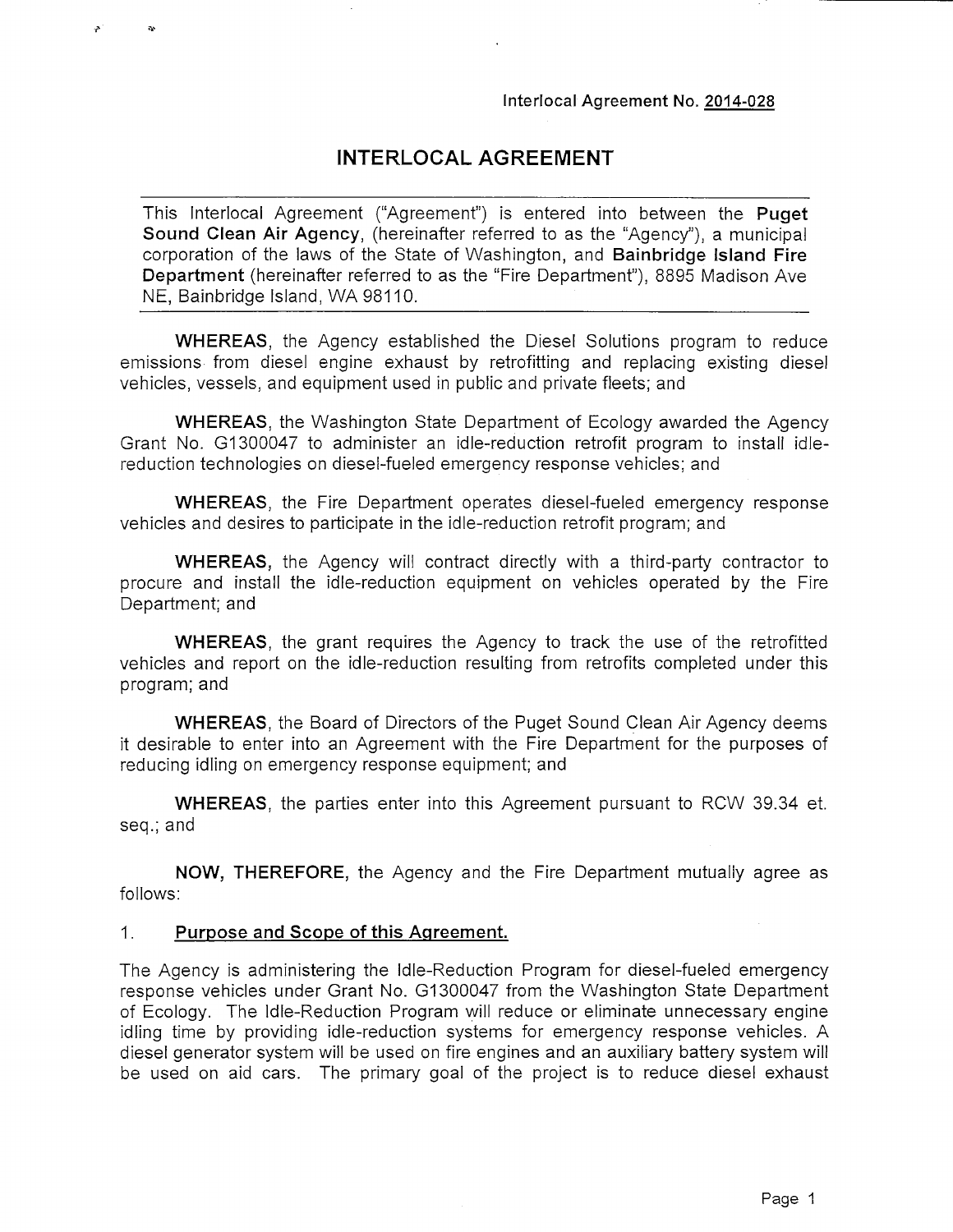Interlocal Agreement No. 2014-028

# INTERLOCAL AGREEMENT

This Interlocal Agreement ("Agreement") is entered into between the **Puget Sound Clean Air Agency**, (hereinafter referred to as the "Agency"), a municipal corporation of the laws of the State of Washington, and **Bainbridge Island Fire Department** (hereinafter referred to as the "Fire Department"), 8895 Madison Ave NE, Bainbridge Island, WA 98110.

**WHEREAS**, the Agency established the Diesel Solutions program to reduce emissions from diesel engine exhaust by retrofitting and replacing existing diesel vehicles, vessels, and equipment used in public and private fleets; and

**WHEREAS**, the Washington State Department of Ecology awarded the Agency Grant No. G1300047 to administer an idle-reduction retrofit program to install idle-reduction technologies on diesel-fueled emergency response vehicles; and

**WHEREAS**, the Fire Department operates diesel-fueled emergency response vehicles and desires to participate in the idle-reduction retrofit program; and

**WHEREAS**, the Agency will contract directly with a third-party contractor to procure and install the idle-reduction equipment on vehicles operated by the Fire Department; and

**WHEREAS**, the grant requires the Agency to track the use of the retrofitted vehicles and report on the idle-reduction resulting from retrofits completed under this program; and

**WHEREAS**, the Board of Directors of the Puget Sound Clean Air Agency deems it desirable to enter into an Agreement with the Fire Department for the purposes of reducing idling on emergency response equipment; and

**WHEREAS**, the parties enter into this Agreement pursuant to RCW 39.34 et. seq.; and

**NOW, THEREFORE,** the Agency and the Fire Department mutually agree as follows:

## 1. Purpose and Scope of this Agreement.

The Agency is administering the Idle-Reduction Program for diesel-fueled emergency response vehicles under Grant No. G1300047 from the Washington State Department of Ecology. The Idle-Reduction Program will reduce or eliminate unnecessary engine idling time by providing idle-reduction systems for emergency response vehicles. A diesel generator system will be used on fire engines and an auxiliary battery system will be used on aid cars. The primary goal of the project is to reduce diesel exhaust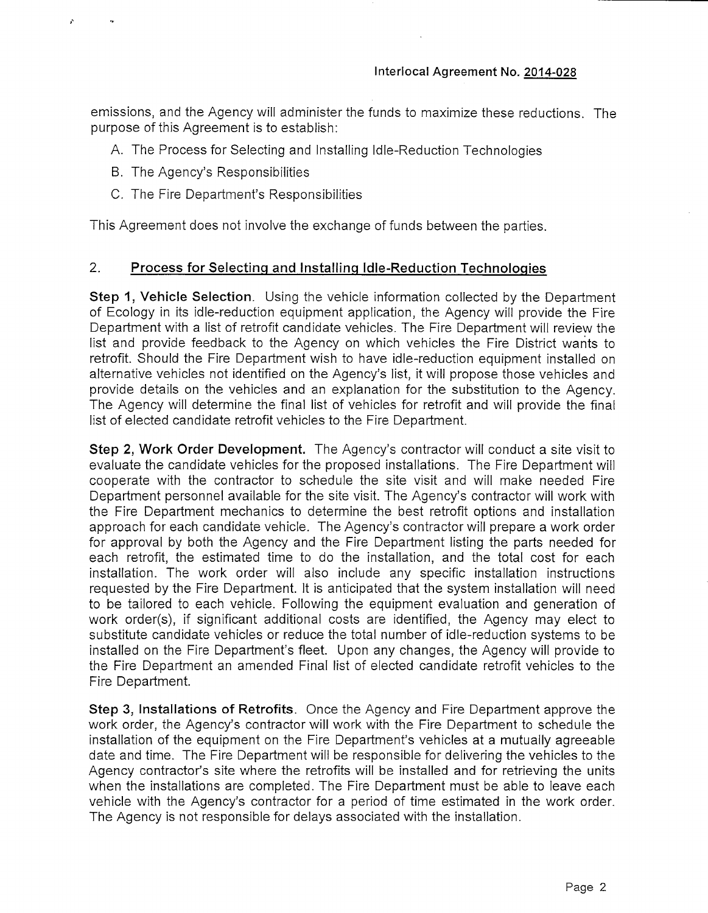emissions, and the Agency will administer the funds to maximize these reductions. The purpose of this Agreement is to establish:

A. The Process for Selecting and Installing Idle-Reduction Technologies

B. The Agency's Responsibilities

C. The Fire Department's Responsibilities

This Agreement does not involve the exchange of funds between the parties.

## 2. Process for Selecting and Installing Idle-Reduction Technologies

**Step 1, Vehicle Selection.** Using the vehicle information collected by the Department of Ecology in its idle-reduction equipment application, the Agency will provide the Fire Department with a list of retrofit candidate vehicles. The Fire Department will review the list and provide feedback to the Agency on which vehicles the Fire District wants to retrofit. Should the Fire Department wish to have idle-reduction equipment installed on alternative vehicles not identified on the Agency's list, it will propose those vehicles and provide details on the vehicles and an explanation for the substitution to the Agency. The Agency will determine the final list of vehicles for retrofit and will provide the final list of elected candidate retrofit vehicles to the Fire Department.

**Step 2, Work Order Development.** The Agency's contractor will conduct a site visit to evaluate the candidate vehicles for the proposed installations. The Fire Department will cooperate with the contractor to schedule the site visit and will make needed Fire Department personnel available for the site visit. The Agency's contractor will work with the Fire Department mechanics to determine the best retrofit options and installation approach for each candidate vehicle. The Agency's contractor will prepare a work order for approval by both the Agency and the Fire Department listing the parts needed for each retrofit, the estimated time to do the installation, and the total cost for each installation. The work order will also include any specific installation instructions requested by the Fire Department. It is anticipated that the system installation will need to be tailored to each vehicle. Following the equipment evaluation and generation of work order(s), if significant additional costs are identified, the Agency may elect to substitute candidate vehicles or reduce the total number of idle-reduction systems to be installed on the Fire Department's fleet. Upon any changes, the Agency will provide to the Fire Department an amended Final list of elected candidate retrofit vehicles to the Fire Department.

**Step 3, Installations of Retrofits.** Once the Agency and Fire Department approve the work order, the Agency's contractor will work with the Fire Department to schedule the installation of the equipment on the Fire Department's vehicles at a mutually agreeable date and time. The Fire Department will be responsible for delivering the vehicles to the Agency contractor's site where the retrofits will be installed and for retrieving the units when the installations are completed. The Fire Department must be able to leave each vehicle with the Agency's contractor for a period of time estimated in the work order. The Agency is not responsible for delays associated with the installation.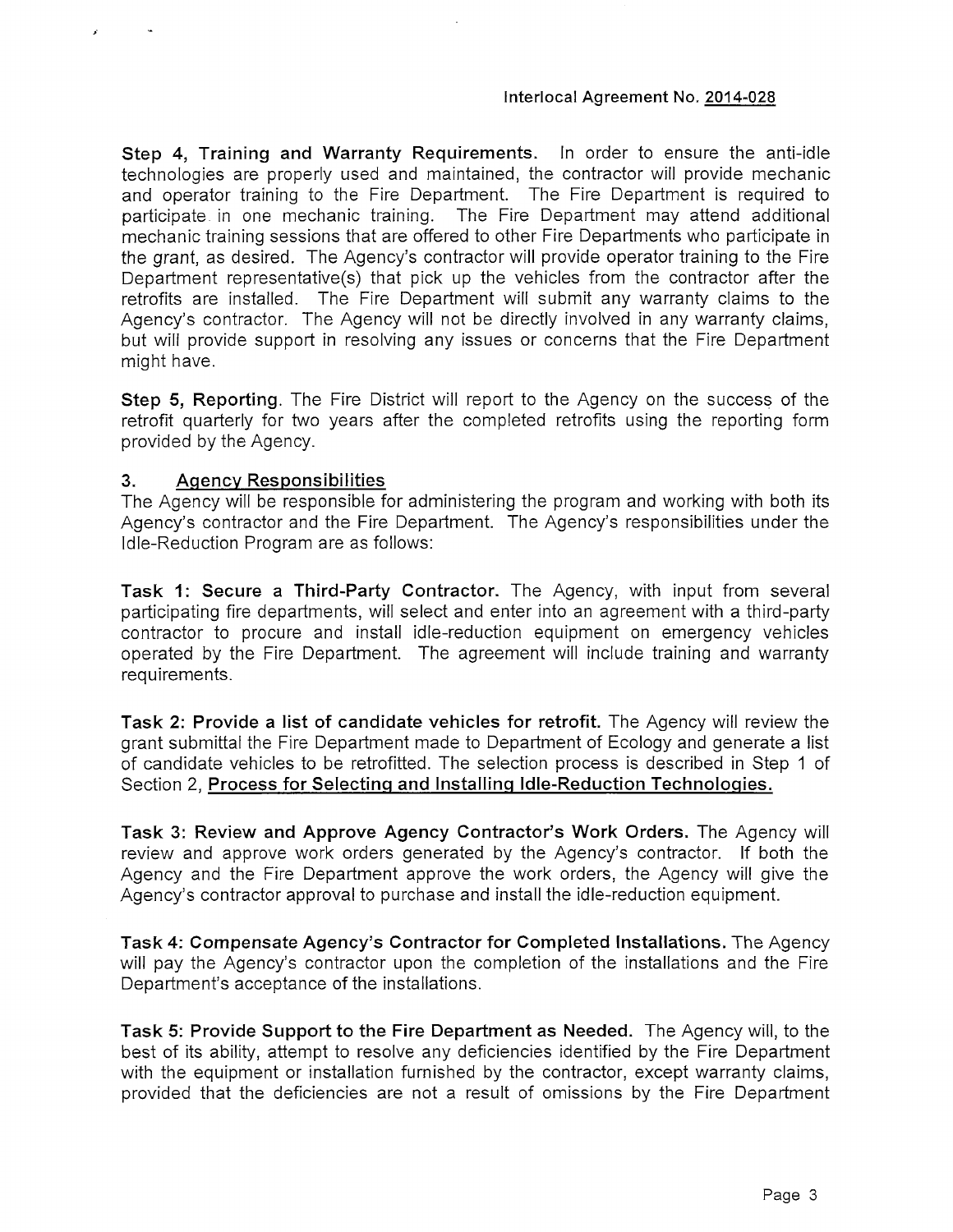**Step 4, Training and Warranty Requirements.** In order to ensure the anti-idle technologies are properly used and maintained, the contractor will provide mechanic and operator training to the Fire Department. The Fire Department is required to participate in one mechanic training. The Fire Department may attend additional mechanic training sessions that are offered to other Fire Departments who participate in the grant, as desired. The Agency's contractor will provide operator training to the Fire Department representative(s) that pick up the vehicles from the contractor after the retrofits are installed. The Fire Department will submit any warranty claims to the Agency's contractor. The Agency will not be directly involved in any warranty claims, but will provide support in resolving any issues or concerns that the Fire Department might have.

**Step 5, Reporting.** The Fire District will report to the Agency on the success of the retrofit quarterly for two years after the completed retrofits using the reporting form provided by the Agency.

## 3. Agency Responsibilities

The Agency will be responsible for administering the program and working with both its Agency's contractor and the Fire Department. The Agency's responsibilities under the Idle-Reduction Program are as follows:

**Task 1: Secure a Third-Party Contractor.** The Agency, with input from several participating fire departments, will select and enter into an agreement with a third-party contractor to procure and install idle-reduction equipment on emergency vehicles operated by the Fire Department. The agreement will include training and warranty requirements.

**Task 2: Provide a list of candidate vehicles for retrofit.** The Agency will review the grant submittal the Fire Department made to Department of Ecology and generate a list of candidate vehicles to be retrofitted. The selection process is described in Step 1 of Section 2, **Process for Selecting and Installing Idle-Reduction Technologies.**

**Task 3: Review and Approve Agency Contractor's Work Orders.** The Agency will review and approve work orders generated by the Agency's contractor. If both the Agency and the Fire Department approve the work orders, the Agency will give the Agency's contractor approval to purchase and install the idle-reduction equipment.

**Task 4: Compensate Agency's Contractor for Completed Installations.** The Agency will pay the Agency's contractor upon the completion of the installations and the Fire Department's acceptance of the installations.

**Task 5: Provide Support to the Fire Department as Needed.** The Agency will, to the best of its ability, attempt to resolve any deficiencies identified by the Fire Department with the equipment or installation furnished by the contractor, except warranty claims, provided that the deficiencies are not a result of omissions by the Fire Department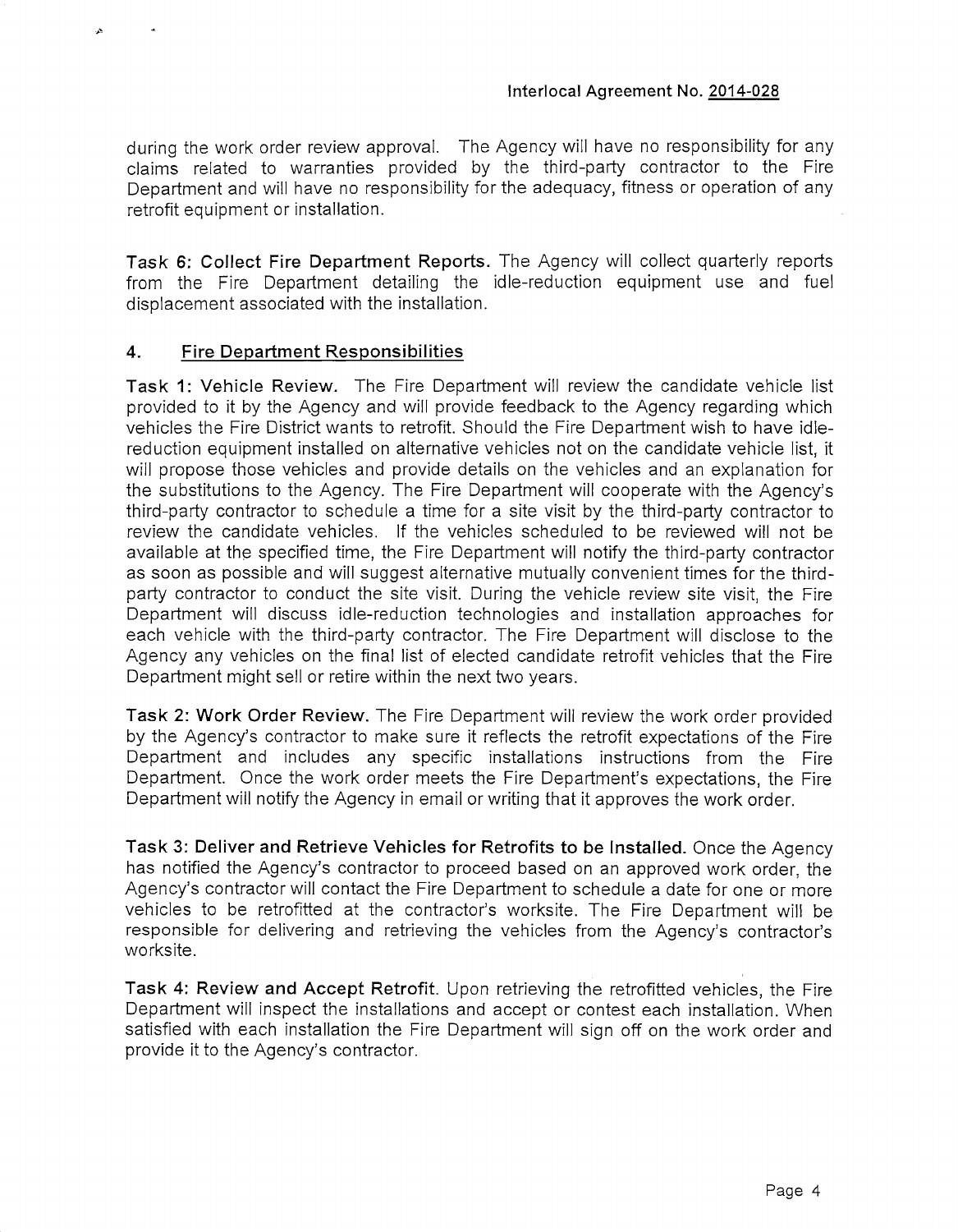during the work order review approval. The Agency will have no responsibility for any claims related to warranties provided by the third-party contractor to the Fire Department and will have no responsibility for the adequacy, fitness or operation of any retrofit equipment or installation.

**Task 6: Collect Fire Department Reports.** The Agency will collect quarterly reports from the Fire Department detailing the idle-reduction equipment use and fuel displacement associated with the installation.

## 4. Fire Department Responsibilities

**Task 1: Vehicle Review.** The Fire Department will review the candidate vehicle list provided to it by the Agency and will provide feedback to the Agency regarding which vehicles the Fire District wants to retrofit. Should the Fire Department wish to have idle-reduction equipment installed on alternative vehicles not on the candidate vehicle list, it will propose those vehicles and provide details on the vehicles and an explanation for the substitutions to the Agency. The Fire Department will cooperate with the Agency's third-party contractor to schedule a time for a site visit by the third-party contractor to review the candidate vehicles. If the vehicles scheduled to be reviewed will not be available at the specified time, the Fire Department will notify the third-party contractor as soon as possible and will suggest alternative mutually convenient times for the third-party contractor to conduct the site visit. During the vehicle review site visit, the Fire Department will discuss idle-reduction technologies and installation approaches for each vehicle with the third-party contractor. The Fire Department will disclose to the Agency any vehicles on the final list of elected candidate retrofit vehicles that the Fire Department might sell or retire within the next two years.

**Task 2: Work Order Review.** The Fire Department will review the work order provided by the Agency's contractor to make sure it reflects the retrofit expectations of the Fire Department and includes any specific installations instructions from the Fire Department. Once the work order meets the Fire Department's expectations, the Fire Department will notify the Agency in email or writing that it approves the work order.

**Task 3: Deliver and Retrieve Vehicles for Retrofits to be Installed.** Once the Agency has notified the Agency's contractor to proceed based on an approved work order, the Agency's contractor will contact the Fire Department to schedule a date for one or more vehicles to be retrofitted at the contractor's worksite. The Fire Department will be responsible for delivering and retrieving the vehicles from the Agency's contractor's worksite.

**Task 4: Review and Accept Retrofit.** Upon retrieving the retrofitted vehicles, the Fire Department will inspect the installations and accept or contest each installation. When satisfied with each installation the Fire Department will sign off on the work order and provide it to the Agency's contractor.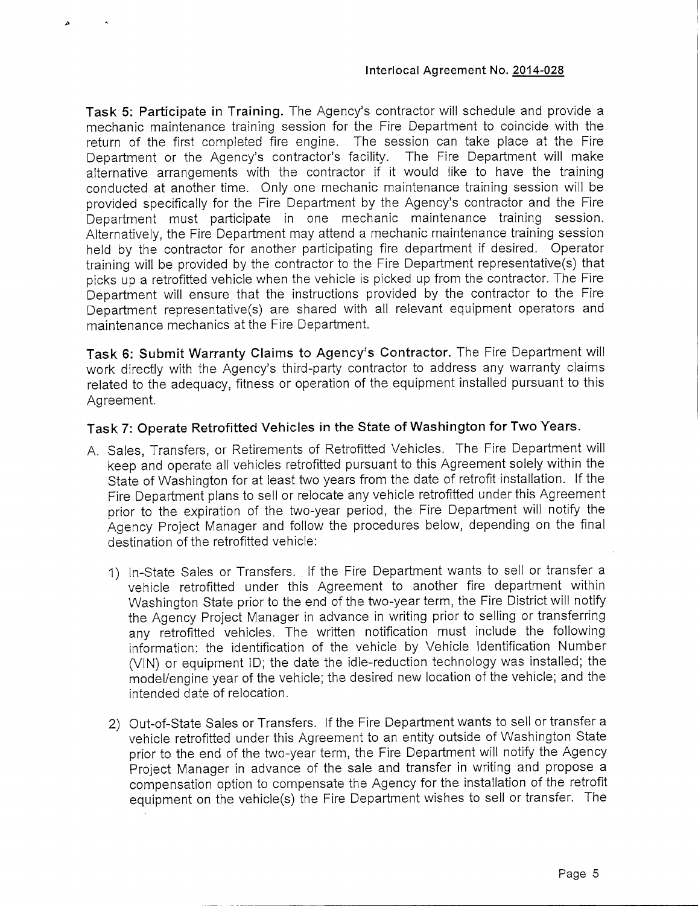**Task 5: Participate in Training.** The Agency's contractor will schedule and provide a mechanic maintenance training session for the Fire Department to coincide with the return of the first completed fire engine. The session can take place at the Fire Department or the Agency's contractor's facility. The Fire Department will make alternative arrangements with the contractor if it would like to have the training conducted at another time. Only one mechanic maintenance training session will be provided specifically for the Fire Department by the Agency's contractor and the Fire Department must participate in one mechanic maintenance training session. Alternatively, the Fire Department may attend a mechanic maintenance training session held by the contractor for another participating fire department if desired. Operator training will be provided by the contractor to the Fire Department representative(s) that picks up a retrofitted vehicle when the vehicle is picked up from the contractor. The Fire Department will ensure that the instructions provided by the contractor to the Fire Department representative(s) are shared with all relevant equipment operators and maintenance mechanics at the Fire Department.

**Task 6: Submit Warranty Claims to Agency's Contractor.** The Fire Department will work directly with the Agency's third-party contractor to address any warranty claims related to the adequacy, fitness or operation of the equipment installed pursuant to this Agreement.

**Task 7: Operate Retrofitted Vehicles in the State of Washington for Two Years.**

A. Sales, Transfers, or Retirements of Retrofitted Vehicles. The Fire Department will keep and operate all vehicles retrofitted pursuant to this Agreement solely within the State of Washington for at least two years from the date of retrofit installation. If the Fire Department plans to sell or relocate any vehicle retrofitted under this Agreement prior to the expiration of the two-year period, the Fire Department will notify the Agency Project Manager and follow the procedures below, depending on the final destination of the retrofitted vehicle:

   1) In-State Sales or Transfers. If the Fire Department wants to sell or transfer a vehicle retrofitted under this Agreement to another fire department within Washington State prior to the end of the two-year term, the Fire District will notify the Agency Project Manager in advance in writing prior to selling or transferring any retrofitted vehicles. The written notification must include the following information: the identification of the vehicle by Vehicle Identification Number (VIN) or equipment ID; the date the idle-reduction technology was installed; the model/engine year of the vehicle; the desired new location of the vehicle; and the intended date of relocation.

   2) Out-of-State Sales or Transfers. If the Fire Department wants to sell or transfer a vehicle retrofitted under this Agreement to an entity outside of Washington State prior to the end of the two-year term, the Fire Department will notify the Agency Project Manager in advance of the sale and transfer in writing and propose a compensation option to compensate the Agency for the installation of the retrofit equipment on the vehicle(s) the Fire Department wishes to sell or transfer. The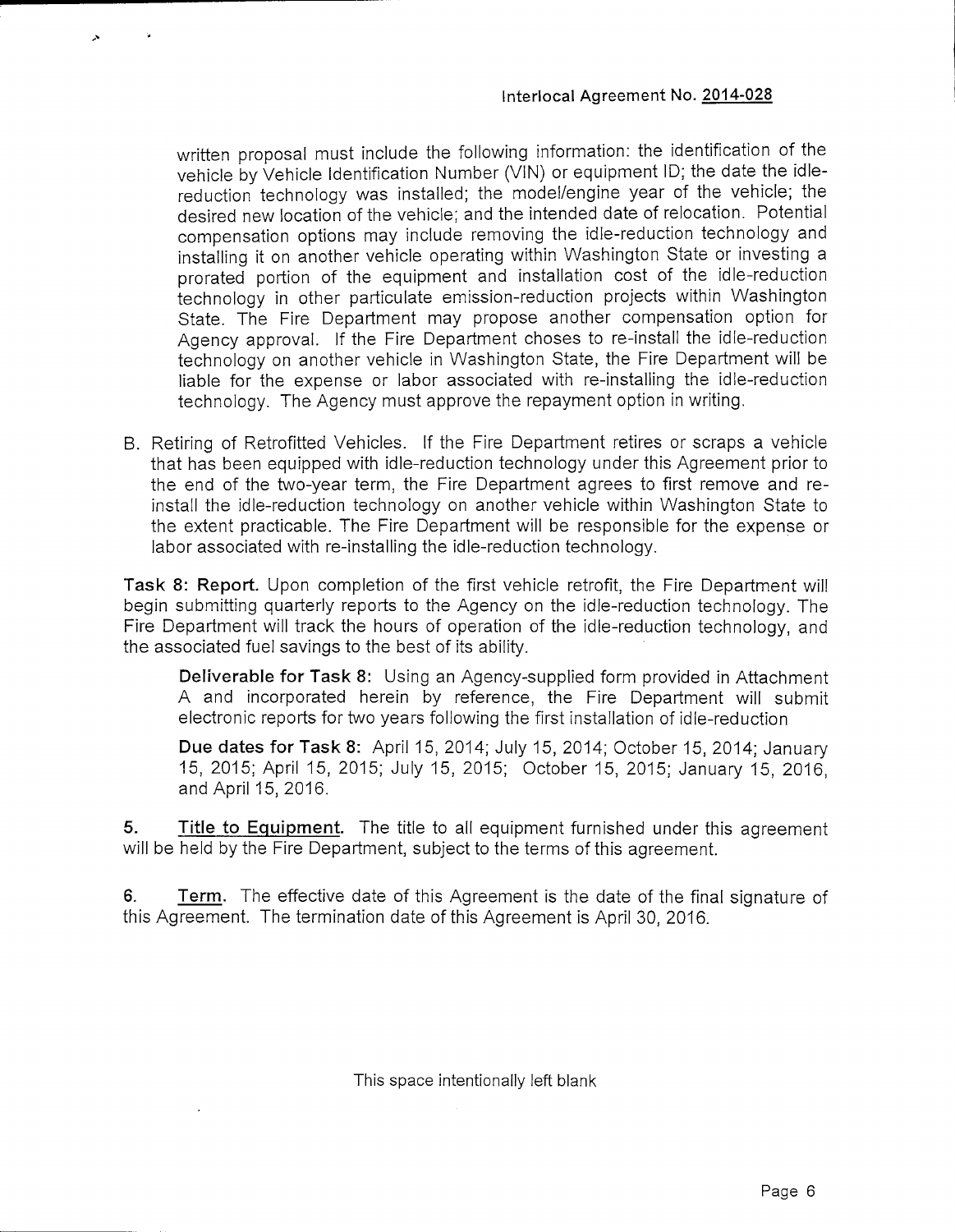written proposal must include the following information: the identification of the vehicle by Vehicle Identification Number (VIN) or equipment ID; the date the idle-reduction technology was installed; the model/engine year of the vehicle; the desired new location of the vehicle; and the intended date of relocation. Potential compensation options may include removing the idle-reduction technology and installing it on another vehicle operating within Washington State or investing a prorated portion of the equipment and installation cost of the idle-reduction technology in other particulate emission-reduction projects within Washington State. The Fire Department may propose another compensation option for Agency approval. If the Fire Department choses to re-install the idle-reduction technology on another vehicle in Washington State, the Fire Department will be liable for the expense or labor associated with re-installing the idle-reduction technology. The Agency must approve the repayment option in writing.

B. Retiring of Retrofitted Vehicles. If the Fire Department retires or scraps a vehicle that has been equipped with idle-reduction technology under this Agreement prior to the end of the two-year term, the Fire Department agrees to first remove and re-install the idle-reduction technology on another vehicle within Washington State to the extent practicable. The Fire Department will be responsible for the expense or labor associated with re-installing the idle-reduction technology.

**Task 8: Report.** Upon completion of the first vehicle retrofit, the Fire Department will begin submitting quarterly reports to the Agency on the idle-reduction technology. The Fire Department will track the hours of operation of the idle-reduction technology, and the associated fuel savings to the best of its ability.

> **Deliverable for Task 8:** Using an Agency-supplied form provided in Attachment A and incorporated herein by reference, the Fire Department will submit electronic reports for two years following the first installation of idle-reduction
>
> **Due dates for Task 8:** April 15, 2014; July 15, 2014; October 15, 2014; January 15, 2015; April 15, 2015; July 15, 2015; October 15, 2015; January 15, 2016, and April 15, 2016.

**5. Title to Equipment.** The title to all equipment furnished under this agreement will be held by the Fire Department, subject to the terms of this agreement.

**6. Term.** The effective date of this Agreement is the date of the final signature of this Agreement. The termination date of this Agreement is April 30, 2016.

This space intentionally left blank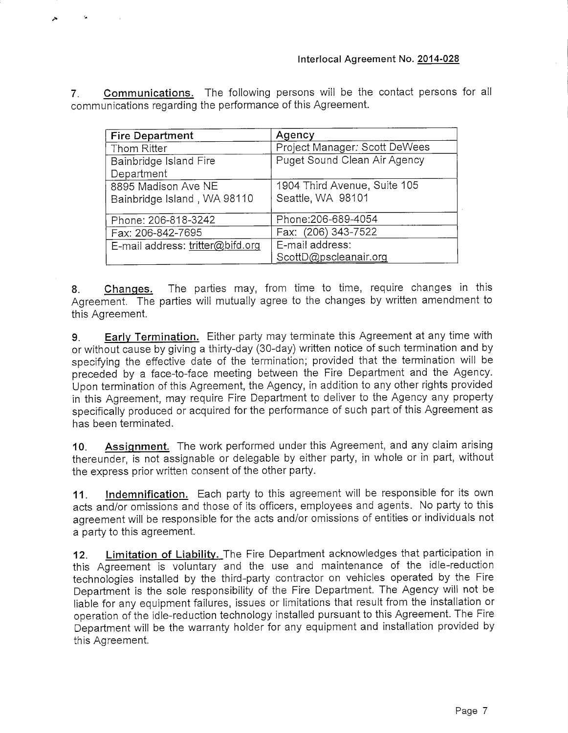Interlocal Agreement No. 2014-028

7. **Communications.** The following persons will be the contact persons for all communications regarding the performance of this Agreement.

| Fire Department | Agency |
|---|---|
| Thom Ritter | Project Manager: Scott DeWees |
| Bainbridge Island Fire Department | Puget Sound Clean Air Agency |
| 8895 Madison Ave NE<br>Bainbridge Island , WA 98110 | 1904 Third Avenue, Suite 105<br>Seattle, WA 98101 |
| Phone: 206-818-3242 | Phone:206-689-4054 |
| Fax: 206-842-7695 | Fax: (206) 343-7522 |
| E-mail address: tritter@bifd.org | E-mail address:<br>ScottD@pscleanair.org |

8. **Changes.** The parties may, from time to time, require changes in this Agreement. The parties will mutually agree to the changes by written amendment to this Agreement.

9. **Early Termination.** Either party may terminate this Agreement at any time with or without cause by giving a thirty-day (30-day) written notice of such termination and by specifying the effective date of the termination; provided that the termination will be preceded by a face-to-face meeting between the Fire Department and the Agency. Upon termination of this Agreement, the Agency, in addition to any other rights provided in this Agreement, may require Fire Department to deliver to the Agency any property specifically produced or acquired for the performance of such part of this Agreement as has been terminated.

10. **Assignment.** The work performed under this Agreement, and any claim arising thereunder, is not assignable or delegable by either party, in whole or in part, without the express prior written consent of the other party.

11. **Indemnification.** Each party to this agreement will be responsible for its own acts and/or omissions and those of its officers, employees and agents. No party to this agreement will be responsible for the acts and/or omissions of entities or individuals not a party to this agreement.

12. **Limitation of Liability.** The Fire Department acknowledges that participation in this Agreement is voluntary and the use and maintenance of the idle-reduction technologies installed by the third-party contractor on vehicles operated by the Fire Department is the sole responsibility of the Fire Department. The Agency will not be liable for any equipment failures, issues or limitations that result from the installation or operation of the idle-reduction technology installed pursuant to this Agreement. The Fire Department will be the warranty holder for any equipment and installation provided by this Agreement.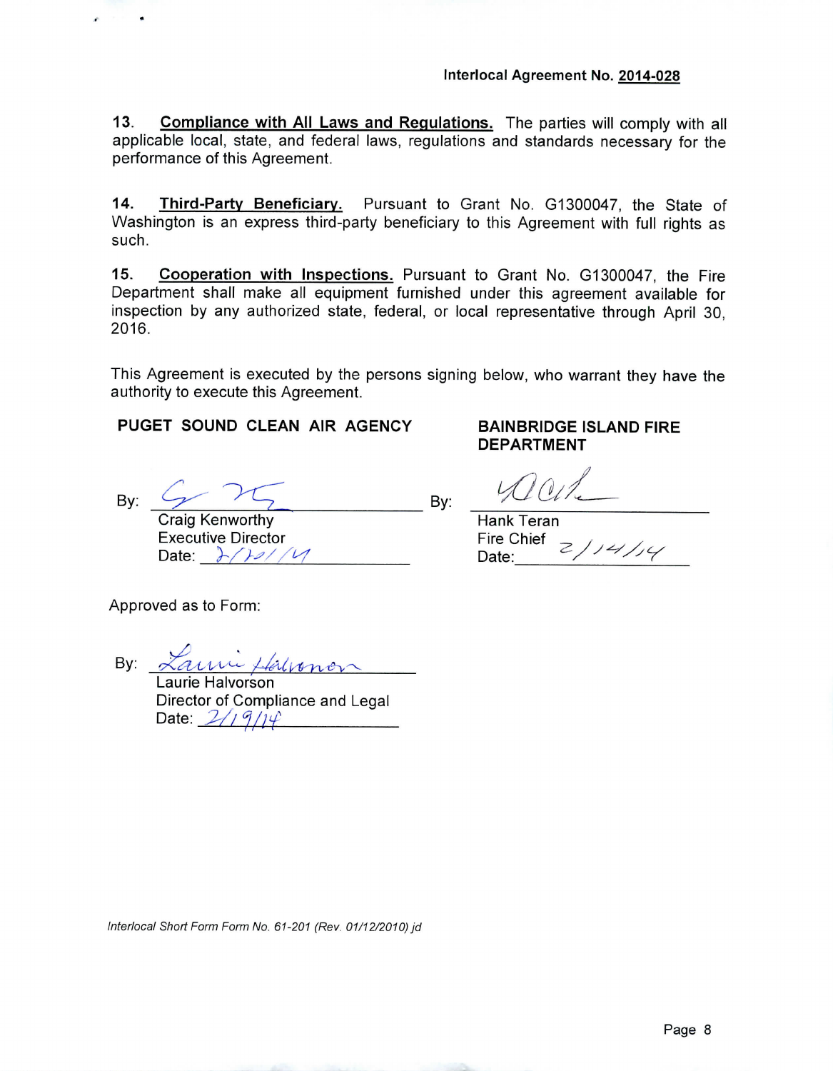**Interlocal Agreement No. 2014-028**

**13. Compliance with All Laws and Regulations.** The parties will comply with all applicable local, state, and federal laws, regulations and standards necessary for the performance of this Agreement.

**14. Third-Party Beneficiary.** Pursuant to Grant No. G1300047, the State of Washington is an express third-party beneficiary to this Agreement with full rights as such.

**15. Cooperation with Inspections.** Pursuant to Grant No. G1300047, the Fire Department shall make all equipment furnished under this agreement available for inspection by any authorized state, federal, or local representative through April 30, 2016.

This Agreement is executed by the persons signing below, who warrant they have the authority to execute this Agreement.

**PUGET SOUND CLEAN AIR AGENCY**

By: ______________________
Craig Kenworthy
Executive Director
Date: 2/20/14

**BAINBRIDGE ISLAND FIRE DEPARTMENT**

By: ______________________
Hank Teran
Fire Chief
Date: 2/14/14

Approved as to Form:

By: ______________________
Laurie Halvorson
Director of Compliance and Legal
Date: 2/19/14

*Interlocal Short Form Form No. 61-201 (Rev. 01/12/2010) jd*